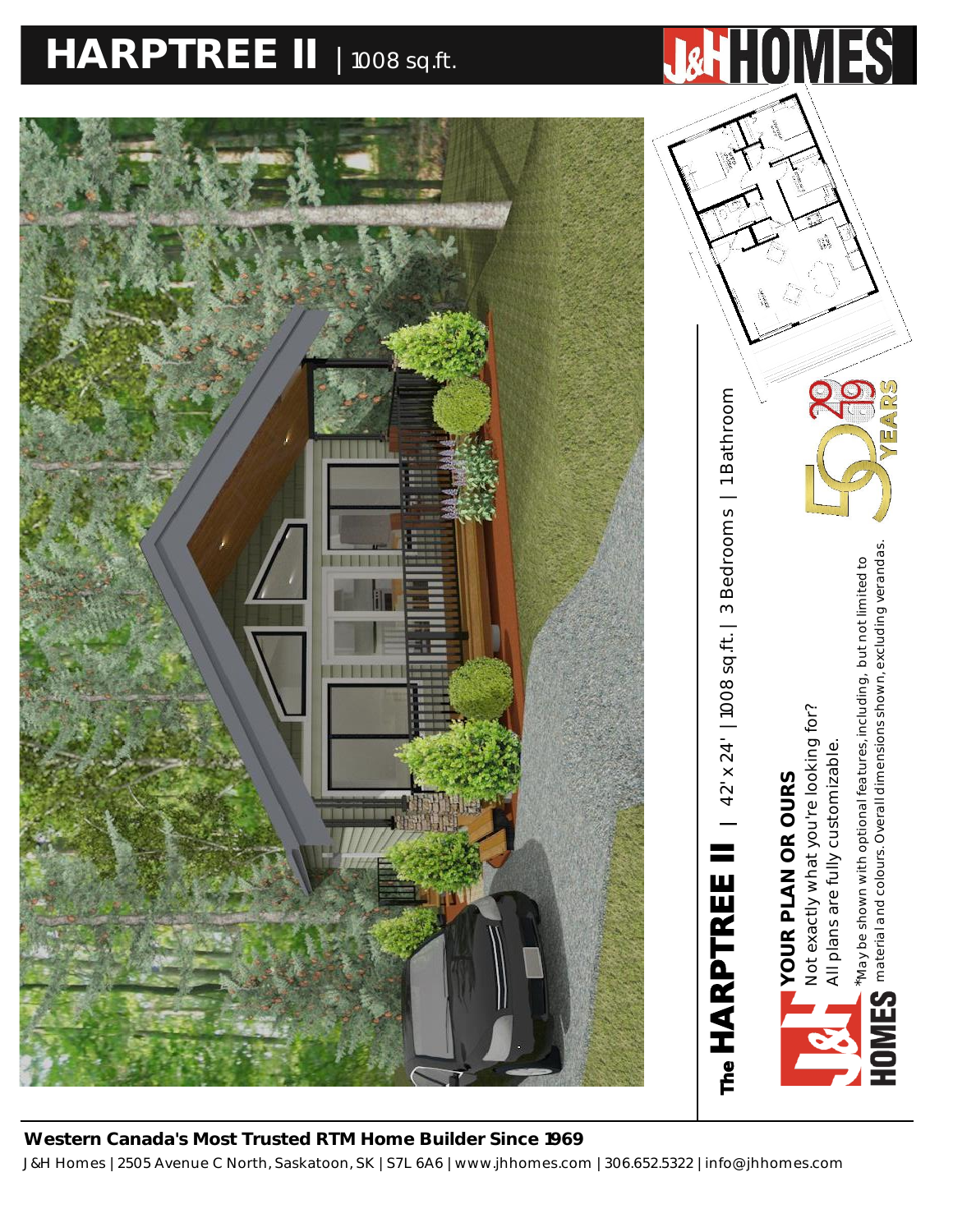# HARPTREE II | 1008 sq.ft.

J&H HOMES

## The HARPTREE II | 42' x 24' | 1008 sq.ft. | 3 Bedrooms | 1 Bathroom

**YOUR PLAN OR OURS**

Not exactly what you're looking for?
All plans are fully customizable.

*May be shown with optional features, including, but not limited to material and colours. Overall dimensions shown, excluding verandas.

J&H HOMES

50 YEARS 1969 2019

**Western Canada's Most Trusted RTM Home Builder Since 1969**

J&H Homes | 2505 Avenue C North, Saskatoon, SK | S7L 6A6 | www.jhhomes.com | 306.652.5322 | info@jhhomes.com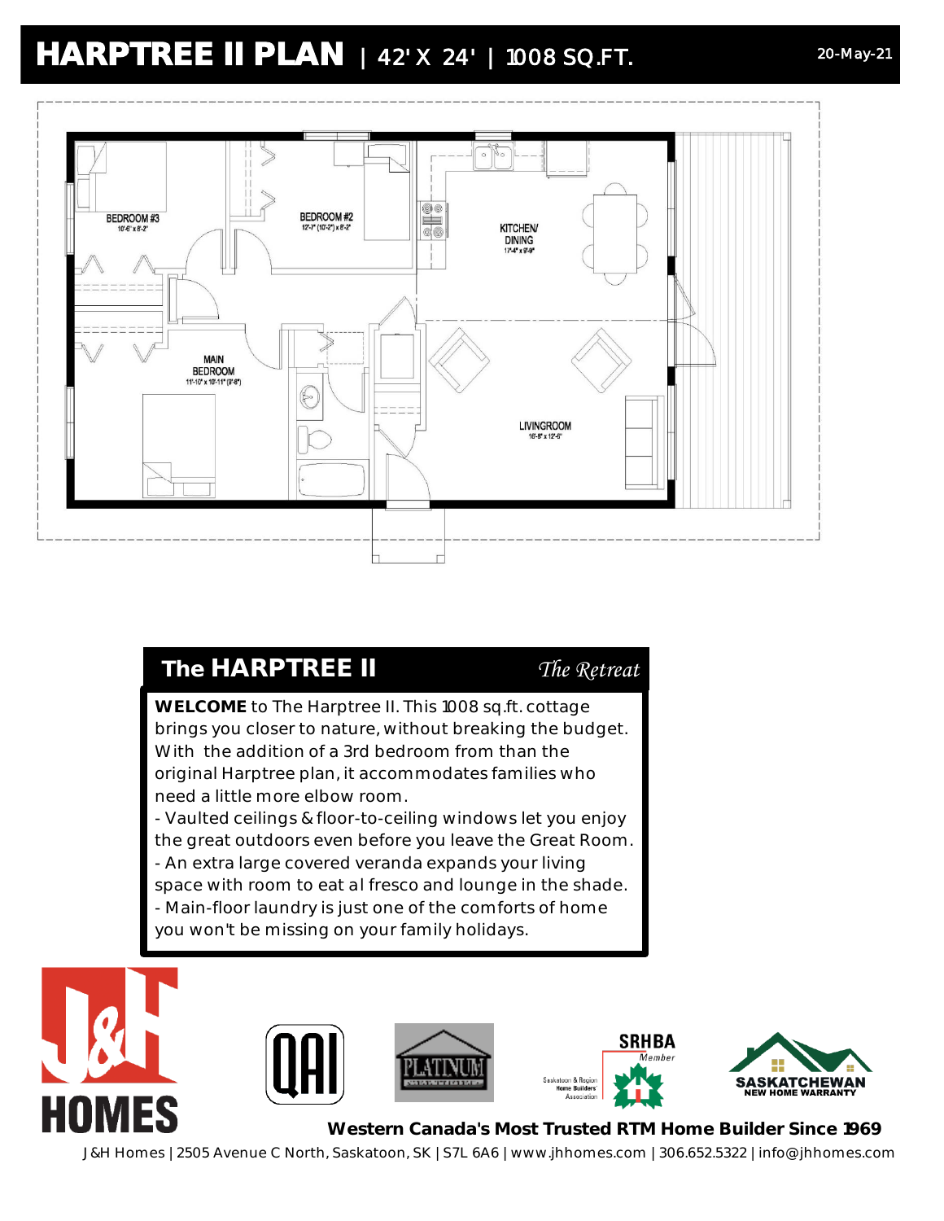# HARPTREE II PLAN | 42' X 24' | 1008 SQ.FT.

20-May-21

BEDROOM #3
10'-6" x 8'-2"

BEDROOM #2
12'-7" (10'-2") x 8'-2"

KITCHEN/
DINING
17'-4" x 9'-9"

MAIN
BEDROOM
11'-10" x 10'-11" (9'-8")

LIVINGROOM
16'-8" x 12'-6"

## The HARPTREE II

*The Retreat*

**WELCOME** to The Harptree II. This 1008 sq.ft. cottage brings you closer to nature, without breaking the budget. With the addition of a 3rd bedroom from than the original Harptree plan, it accommodates families who need a little more elbow room.

- Vaulted ceilings & floor-to-ceiling windows let you enjoy the great outdoors even before you leave the Great Room.
- An extra large covered veranda expands your living space with room to eat al fresco and lounge in the shade.
- Main-floor laundry is just one of the comforts of home you won't be missing on your family holidays.

J&H HOMES

QAI

PLATINUM

SRHBA Member
Saskatoon & Region Home Builders' Association

SASKATCHEWAN NEW HOME WARRANTY

**Western Canada's Most Trusted RTM Home Builder Since 1969**

J&H Homes | 2505 Avenue C North, Saskatoon, SK | S7L 6A6 | www.jhhomes.com | 306.652.5322 | info@jhhomes.com